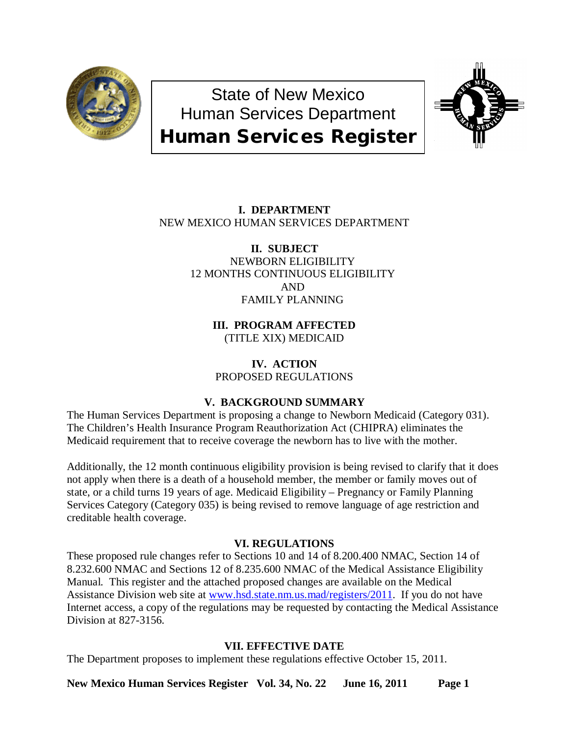# State of New Mexico
# Human Services Department
# Human Services Register

**I. DEPARTMENT**
NEW MEXICO HUMAN SERVICES DEPARTMENT

**II. SUBJECT**
NEWBORN ELIGIBILITY
12 MONTHS CONTINUOUS ELIGIBILITY
AND
FAMILY PLANNING

**III. PROGRAM AFFECTED**
(TITLE XIX) MEDICAID

**IV. ACTION**
PROPOSED REGULATIONS

**V. BACKGROUND SUMMARY**

The Human Services Department is proposing a change to Newborn Medicaid (Category 031). The Children's Health Insurance Program Reauthorization Act (CHIPRA) eliminates the Medicaid requirement that to receive coverage the newborn has to live with the mother.

Additionally, the 12 month continuous eligibility provision is being revised to clarify that it does not apply when there is a death of a household member, the member or family moves out of state, or a child turns 19 years of age. Medicaid Eligibility – Pregnancy or Family Planning Services Category (Category 035) is being revised to remove language of age restriction and creditable health coverage.

**VI. REGULATIONS**

These proposed rule changes refer to Sections 10 and 14 of 8.200.400 NMAC, Section 14 of 8.232.600 NMAC and Sections 12 of 8.235.600 NMAC of the Medical Assistance Eligibility Manual. This register and the attached proposed changes are available on the Medical Assistance Division web site at www.hsd.state.nm.us.mad/registers/2011. If you do not have Internet access, a copy of the regulations may be requested by contacting the Medical Assistance Division at 827-3156.

**VII. EFFECTIVE DATE**

The Department proposes to implement these regulations effective October 15, 2011.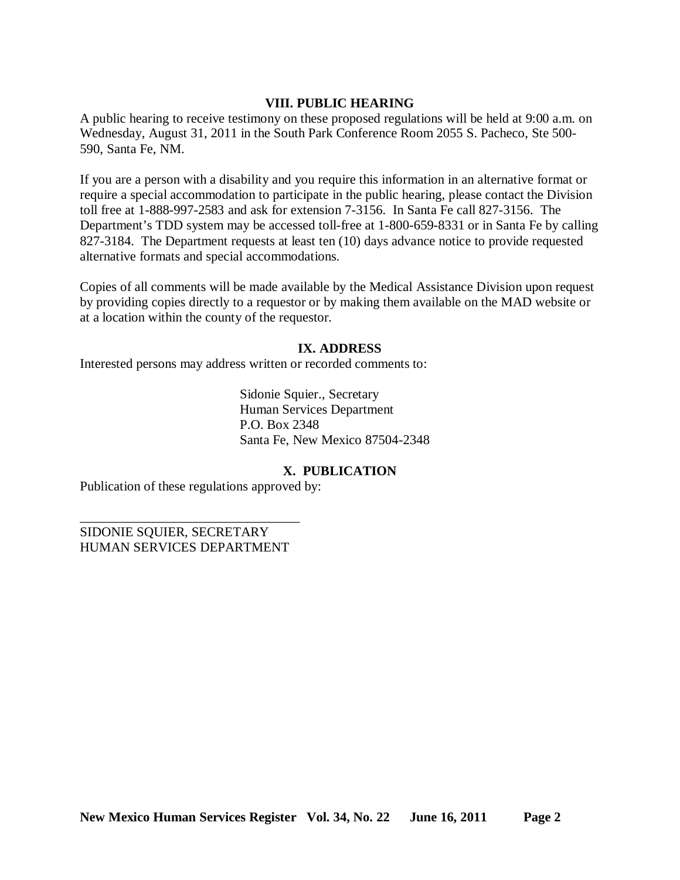**VIII. PUBLIC HEARING**

A public hearing to receive testimony on these proposed regulations will be held at 9:00 a.m. on Wednesday, August 31, 2011 in the South Park Conference Room 2055 S. Pacheco, Ste 500-590, Santa Fe, NM.

If you are a person with a disability and you require this information in an alternative format or require a special accommodation to participate in the public hearing, please contact the Division toll free at 1-888-997-2583 and ask for extension 7-3156. In Santa Fe call 827-3156. The Department's TDD system may be accessed toll-free at 1-800-659-8331 or in Santa Fe by calling 827-3184. The Department requests at least ten (10) days advance notice to provide requested alternative formats and special accommodations.

Copies of all comments will be made available by the Medical Assistance Division upon request by providing copies directly to a requestor or by making them available on the MAD website or at a location within the county of the requestor.

**IX. ADDRESS**

Interested persons may address written or recorded comments to:

Sidonie Squier., Secretary
Human Services Department
P.O. Box 2348
Santa Fe, New Mexico 87504-2348

**X. PUBLICATION**

Publication of these regulations approved by:

\_\_\_\_\_\_\_\_\_\_\_\_\_\_\_\_\_\_\_\_\_\_\_\_\_\_\_\_\_\_\_\_\_\_\_

SIDONIE SQUIER, SECRETARY
HUMAN SERVICES DEPARTMENT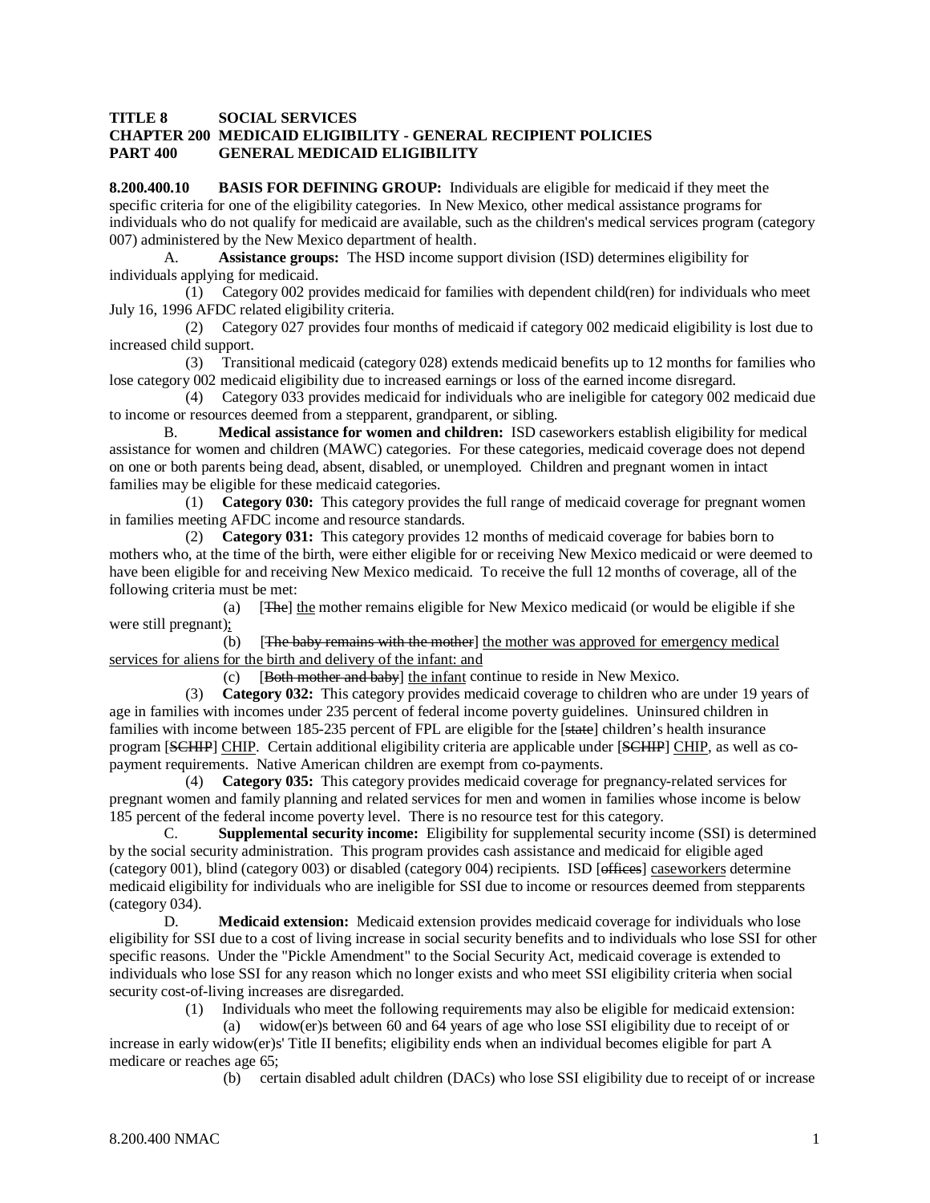**TITLE 8 SOCIAL SERVICES**
**CHAPTER 200 MEDICAID ELIGIBILITY - GENERAL RECIPIENT POLICIES**
**PART 400 GENERAL MEDICAID ELIGIBILITY**

**8.200.400.10 BASIS FOR DEFINING GROUP:** Individuals are eligible for medicaid if they meet the specific criteria for one of the eligibility categories. In New Mexico, other medical assistance programs for individuals who do not qualify for medicaid are available, such as the children's medical services program (category 007) administered by the New Mexico department of health.

A. **Assistance groups:** The HSD income support division (ISD) determines eligibility for individuals applying for medicaid.

(1) Category 002 provides medicaid for families with dependent child(ren) for individuals who meet July 16, 1996 AFDC related eligibility criteria.

(2) Category 027 provides four months of medicaid if category 002 medicaid eligibility is lost due to increased child support.

(3) Transitional medicaid (category 028) extends medicaid benefits up to 12 months for families who lose category 002 medicaid eligibility due to increased earnings or loss of the earned income disregard.

(4) Category 033 provides medicaid for individuals who are ineligible for category 002 medicaid due to income or resources deemed from a stepparent, grandparent, or sibling.

B. **Medical assistance for women and children:** ISD caseworkers establish eligibility for medical assistance for women and children (MAWC) categories. For these categories, medicaid coverage does not depend on one or both parents being dead, absent, disabled, or unemployed. Children and pregnant women in intact families may be eligible for these medicaid categories.

(1) **Category 030:** This category provides the full range of medicaid coverage for pregnant women in families meeting AFDC income and resource standards.

(2) **Category 031:** This category provides 12 months of medicaid coverage for babies born to mothers who, at the time of the birth, were either eligible for or receiving New Mexico medicaid or were deemed to have been eligible for and receiving New Mexico medicaid. To receive the full 12 months of coverage, all of the following criteria must be met:

(a) [~~The~~] <u>the</u> mother remains eligible for New Mexico medicaid (or would be eligible if she were still pregnant)<u>;</u>

(b) [~~The baby remains with the mother~~] <u>the mother was approved for emergency medical services for aliens for the birth and delivery of the infant: and</u>

(c) [~~Both mother and baby~~] <u>the infant</u> continue to reside in New Mexico.

(3) **Category 032:** This category provides medicaid coverage to children who are under 19 years of age in families with incomes under 235 percent of federal income poverty guidelines. Uninsured children in families with income between 185-235 percent of FPL are eligible for the [~~state~~] children's health insurance program [~~SCHIP~~] <u>CHIP</u>. Certain additional eligibility criteria are applicable under [~~SCHIP~~] <u>CHIP</u>, as well as co-payment requirements. Native American children are exempt from co-payments.

(4) **Category 035:** This category provides medicaid coverage for pregnancy-related services for pregnant women and family planning and related services for men and women in families whose income is below 185 percent of the federal income poverty level. There is no resource test for this category.

C. **Supplemental security income:** Eligibility for supplemental security income (SSI) is determined by the social security administration. This program provides cash assistance and medicaid for eligible aged (category 001), blind (category 003) or disabled (category 004) recipients. ISD [~~offices~~] <u>caseworkers</u> determine medicaid eligibility for individuals who are ineligible for SSI due to income or resources deemed from stepparents (category 034).

D. **Medicaid extension:** Medicaid extension provides medicaid coverage for individuals who lose eligibility for SSI due to a cost of living increase in social security benefits and to individuals who lose SSI for other specific reasons. Under the "Pickle Amendment" to the Social Security Act, medicaid coverage is extended to individuals who lose SSI for any reason which no longer exists and who meet SSI eligibility criteria when social security cost-of-living increases are disregarded.

(1) Individuals who meet the following requirements may also be eligible for medicaid extension:

(a) widow(er)s between 60 and 64 years of age who lose SSI eligibility due to receipt of or increase in early widow(er)s' Title II benefits; eligibility ends when an individual becomes eligible for part A medicare or reaches age 65;

(b) certain disabled adult children (DACs) who lose SSI eligibility due to receipt of or increase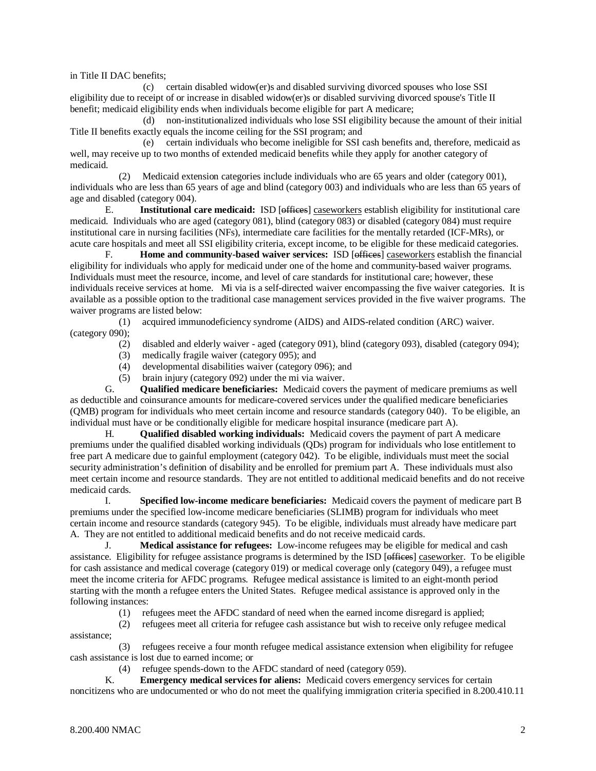in Title II DAC benefits;

(c) certain disabled widow(er)s and disabled surviving divorced spouses who lose SSI eligibility due to receipt of or increase in disabled widow(er)s or disabled surviving divorced spouse's Title II benefit; medicaid eligibility ends when individuals become eligible for part A medicare;

(d) non-institutionalized individuals who lose SSI eligibility because the amount of their initial Title II benefits exactly equals the income ceiling for the SSI program; and

(e) certain individuals who become ineligible for SSI cash benefits and, therefore, medicaid as well, may receive up to two months of extended medicaid benefits while they apply for another category of medicaid.

(2) Medicaid extension categories include individuals who are 65 years and older (category 001), individuals who are less than 65 years of age and blind (category 003) and individuals who are less than 65 years of age and disabled (category 004).

E. **Institutional care medicaid:** ISD [~~offices~~] caseworkers establish eligibility for institutional care medicaid. Individuals who are aged (category 081), blind (category 083) or disabled (category 084) must require institutional care in nursing facilities (NFs), intermediate care facilities for the mentally retarded (ICF-MRs), or acute care hospitals and meet all SSI eligibility criteria, except income, to be eligible for these medicaid categories.

F. **Home and community-based waiver services:** ISD [~~offices~~] caseworkers establish the financial eligibility for individuals who apply for medicaid under one of the home and community-based waiver programs. Individuals must meet the resource, income, and level of care standards for institutional care; however, these individuals receive services at home. Mi via is a self-directed waiver encompassing the five waiver categories. It is available as a possible option to the traditional case management services provided in the five waiver programs. The waiver programs are listed below:

(1) acquired immunodeficiency syndrome (AIDS) and AIDS-related condition (ARC) waiver. (category 090);

(2) disabled and elderly waiver - aged (category 091), blind (category 093), disabled (category 094);

(3) medically fragile waiver (category 095); and

(4) developmental disabilities waiver (category 096); and

(5) brain injury (category 092) under the mi via waiver.

G. **Qualified medicare beneficiaries:** Medicaid covers the payment of medicare premiums as well as deductible and coinsurance amounts for medicare-covered services under the qualified medicare beneficiaries (QMB) program for individuals who meet certain income and resource standards (category 040). To be eligible, an individual must have or be conditionally eligible for medicare hospital insurance (medicare part A).

H. **Qualified disabled working individuals:** Medicaid covers the payment of part A medicare premiums under the qualified disabled working individuals (QDs) program for individuals who lose entitlement to free part A medicare due to gainful employment (category 042). To be eligible, individuals must meet the social security administration's definition of disability and be enrolled for premium part A. These individuals must also meet certain income and resource standards. They are not entitled to additional medicaid benefits and do not receive medicaid cards.

I. **Specified low-income medicare beneficiaries:** Medicaid covers the payment of medicare part B premiums under the specified low-income medicare beneficiaries (SLIMB) program for individuals who meet certain income and resource standards (category 945). To be eligible, individuals must already have medicare part A. They are not entitled to additional medicaid benefits and do not receive medicaid cards.

J. **Medical assistance for refugees:** Low-income refugees may be eligible for medical and cash assistance. Eligibility for refugee assistance programs is determined by the ISD [~~offices~~] caseworker. To be eligible for cash assistance and medical coverage (category 019) or medical coverage only (category 049), a refugee must meet the income criteria for AFDC programs. Refugee medical assistance is limited to an eight-month period starting with the month a refugee enters the United States. Refugee medical assistance is approved only in the following instances:

(1) refugees meet the AFDC standard of need when the earned income disregard is applied;

(2) refugees meet all criteria for refugee cash assistance but wish to receive only refugee medical assistance;

(3) refugees receive a four month refugee medical assistance extension when eligibility for refugee cash assistance is lost due to earned income; or

(4) refugee spends-down to the AFDC standard of need (category 059).

K. **Emergency medical services for aliens:** Medicaid covers emergency services for certain noncitizens who are undocumented or who do not meet the qualifying immigration criteria specified in 8.200.410.11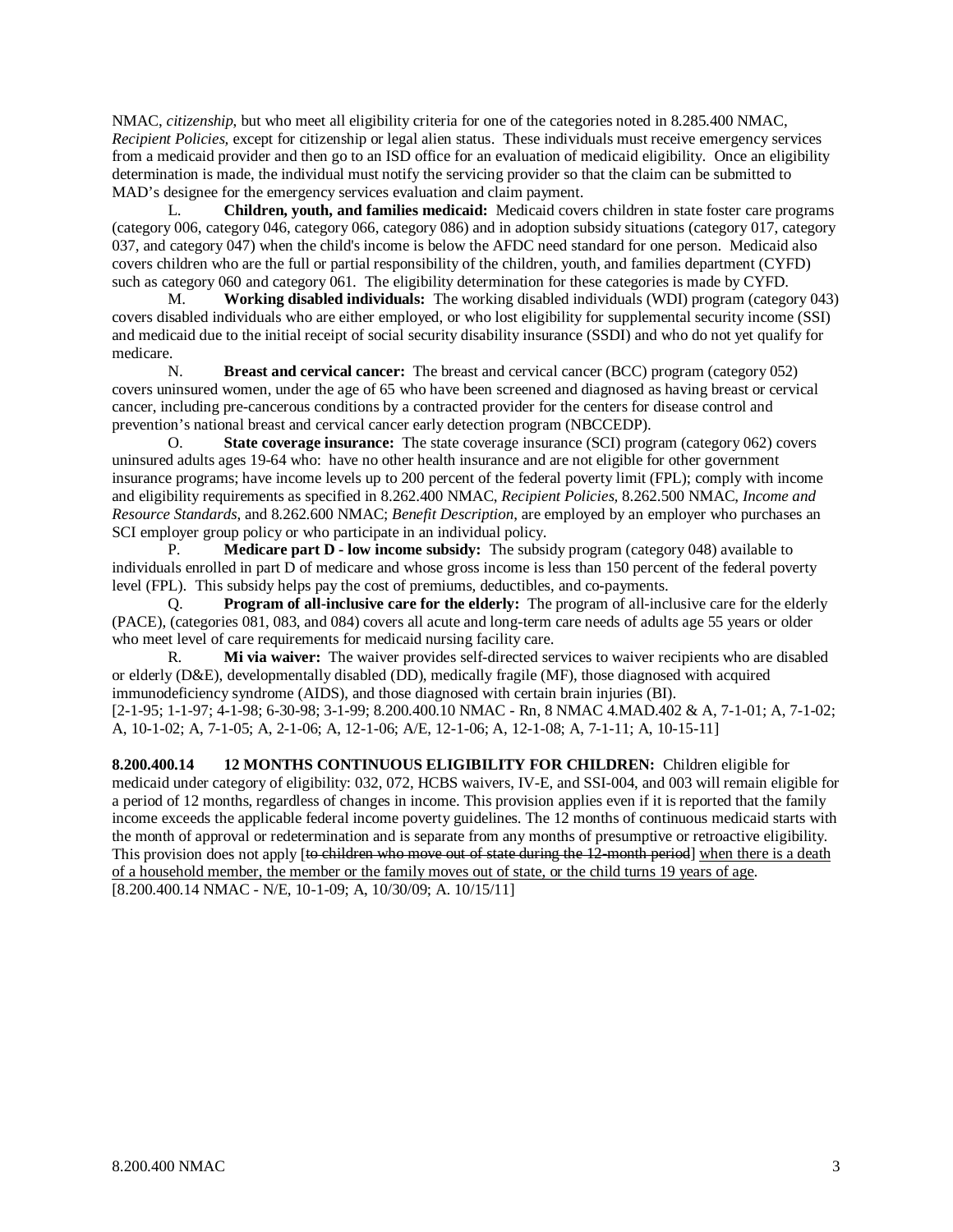NMAC, *citizenship*, but who meet all eligibility criteria for one of the categories noted in 8.285.400 NMAC, *Recipient Policies,* except for citizenship or legal alien status. These individuals must receive emergency services from a medicaid provider and then go to an ISD office for an evaluation of medicaid eligibility. Once an eligibility determination is made, the individual must notify the servicing provider so that the claim can be submitted to MAD's designee for the emergency services evaluation and claim payment.

L. **Children, youth, and families medicaid:** Medicaid covers children in state foster care programs (category 006, category 046, category 066, category 086) and in adoption subsidy situations (category 017, category 037, and category 047) when the child's income is below the AFDC need standard for one person. Medicaid also covers children who are the full or partial responsibility of the children, youth, and families department (CYFD) such as category 060 and category 061. The eligibility determination for these categories is made by CYFD.

M. **Working disabled individuals:** The working disabled individuals (WDI) program (category 043) covers disabled individuals who are either employed, or who lost eligibility for supplemental security income (SSI) and medicaid due to the initial receipt of social security disability insurance (SSDI) and who do not yet qualify for medicare.

N. **Breast and cervical cancer:** The breast and cervical cancer (BCC) program (category 052) covers uninsured women, under the age of 65 who have been screened and diagnosed as having breast or cervical cancer, including pre-cancerous conditions by a contracted provider for the centers for disease control and prevention's national breast and cervical cancer early detection program (NBCCEDP).

O. **State coverage insurance:** The state coverage insurance (SCI) program (category 062) covers uninsured adults ages 19-64 who: have no other health insurance and are not eligible for other government insurance programs; have income levels up to 200 percent of the federal poverty limit (FPL); comply with income and eligibility requirements as specified in 8.262.400 NMAC, *Recipient Policies,* 8.262.500 NMAC, *Income and Resource Standards*, and 8.262.600 NMAC; *Benefit Description*, are employed by an employer who purchases an SCI employer group policy or who participate in an individual policy.

P. **Medicare part D - low income subsidy:** The subsidy program (category 048) available to individuals enrolled in part D of medicare and whose gross income is less than 150 percent of the federal poverty level (FPL). This subsidy helps pay the cost of premiums, deductibles, and co-payments.

Q. **Program of all-inclusive care for the elderly:** The program of all-inclusive care for the elderly (PACE), (categories 081, 083, and 084) covers all acute and long-term care needs of adults age 55 years or older who meet level of care requirements for medicaid nursing facility care.

R. **Mi via waiver:** The waiver provides self-directed services to waiver recipients who are disabled or elderly (D&E), developmentally disabled (DD), medically fragile (MF), those diagnosed with acquired immunodeficiency syndrome (AIDS), and those diagnosed with certain brain injuries (BI).

[2-1-95; 1-1-97; 4-1-98; 6-30-98; 3-1-99; 8.200.400.10 NMAC - Rn, 8 NMAC 4.MAD.402 & A, 7-1-01; A, 7-1-02; A, 10-1-02; A, 7-1-05; A, 2-1-06; A, 12-1-06; A/E, 12-1-06; A, 12-1-08; A, 7-1-11; A, 10-15-11]

**8.200.400.14 12 MONTHS CONTINUOUS ELIGIBILITY FOR CHILDREN:** Children eligible for medicaid under category of eligibility: 032, 072, HCBS waivers, IV-E, and SSI-004, and 003 will remain eligible for a period of 12 months, regardless of changes in income. This provision applies even if it is reported that the family income exceeds the applicable federal income poverty guidelines. The 12 months of continuous medicaid starts with the month of approval or redetermination and is separate from any months of presumptive or retroactive eligibility. This provision does not apply [~~to children who move out of state during the 12-month period~~] <u>when there is a death of a household member, the member or the family moves out of state, or the child turns 19 years of age</u>.

[8.200.400.14 NMAC - N/E, 10-1-09; A, 10/30/09; A. 10/15/11]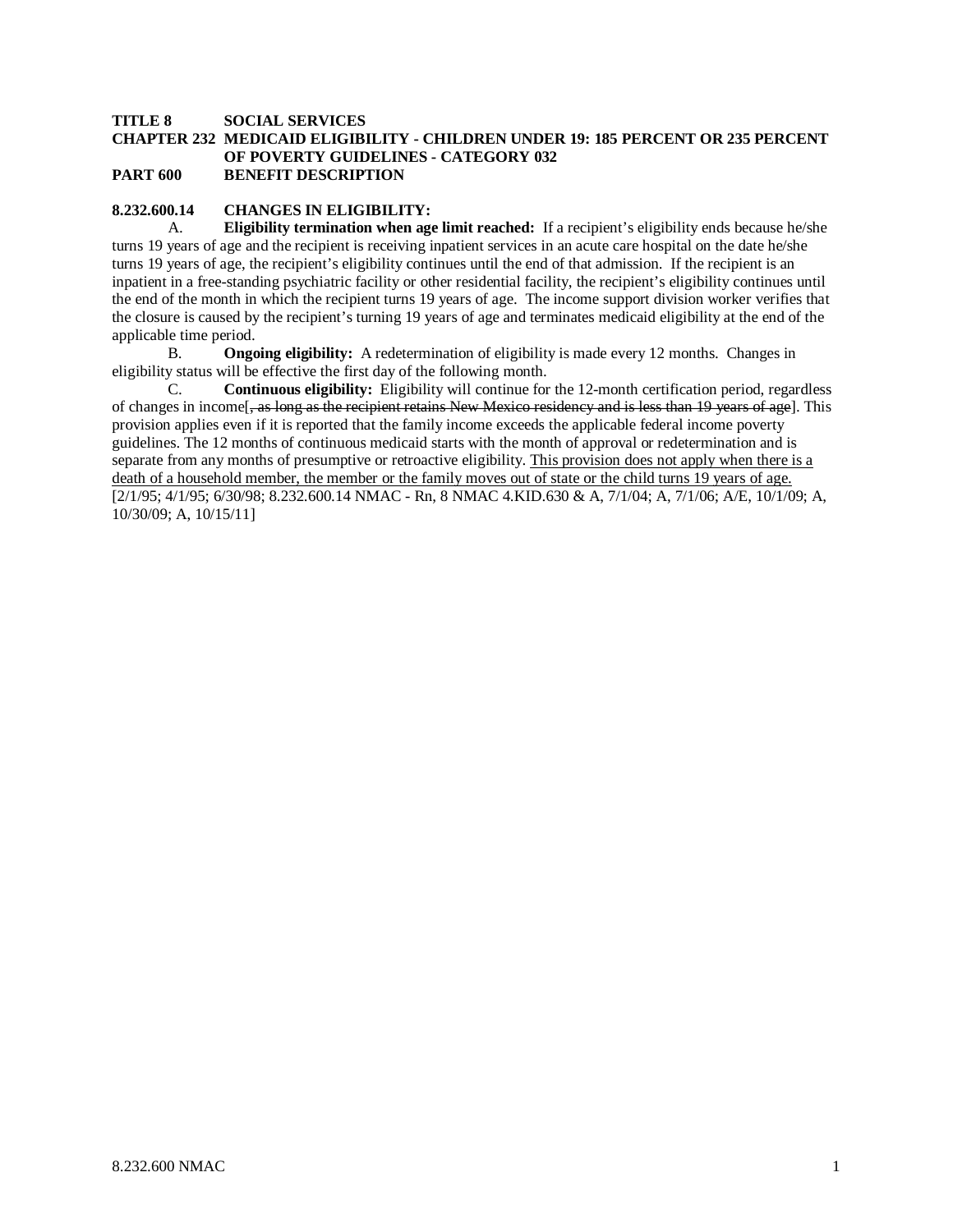**TITLE 8 SOCIAL SERVICES**
**CHAPTER 232 MEDICAID ELIGIBILITY - CHILDREN UNDER 19: 185 PERCENT OR 235 PERCENT OF POVERTY GUIDELINES - CATEGORY 032**
**PART 600 BENEFIT DESCRIPTION**

**8.232.600.14 CHANGES IN ELIGIBILITY:**

A. **Eligibility termination when age limit reached:** If a recipient's eligibility ends because he/she turns 19 years of age and the recipient is receiving inpatient services in an acute care hospital on the date he/she turns 19 years of age, the recipient's eligibility continues until the end of that admission. If the recipient is an inpatient in a free-standing psychiatric facility or other residential facility, the recipient's eligibility continues until the end of the month in which the recipient turns 19 years of age. The income support division worker verifies that the closure is caused by the recipient's turning 19 years of age and terminates medicaid eligibility at the end of the applicable time period.

B. **Ongoing eligibility:** A redetermination of eligibility is made every 12 months. Changes in eligibility status will be effective the first day of the following month.

C. **Continuous eligibility:** Eligibility will continue for the 12-month certification period, regardless of changes in income[~~, as long as the recipient retains New Mexico residency and is less than 19 years of age~~]. This provision applies even if it is reported that the family income exceeds the applicable federal income poverty guidelines. The 12 months of continuous medicaid starts with the month of approval or redetermination and is separate from any months of presumptive or retroactive eligibility. <u>This provision does not apply when there is a death of a household member, the member or the family moves out of state or the child turns 19 years of age.</u>

[2/1/95; 4/1/95; 6/30/98; 8.232.600.14 NMAC - Rn, 8 NMAC 4.KID.630 & A, 7/1/04; A, 7/1/06; A/E, 10/1/09; A, 10/30/09; A, 10/15/11]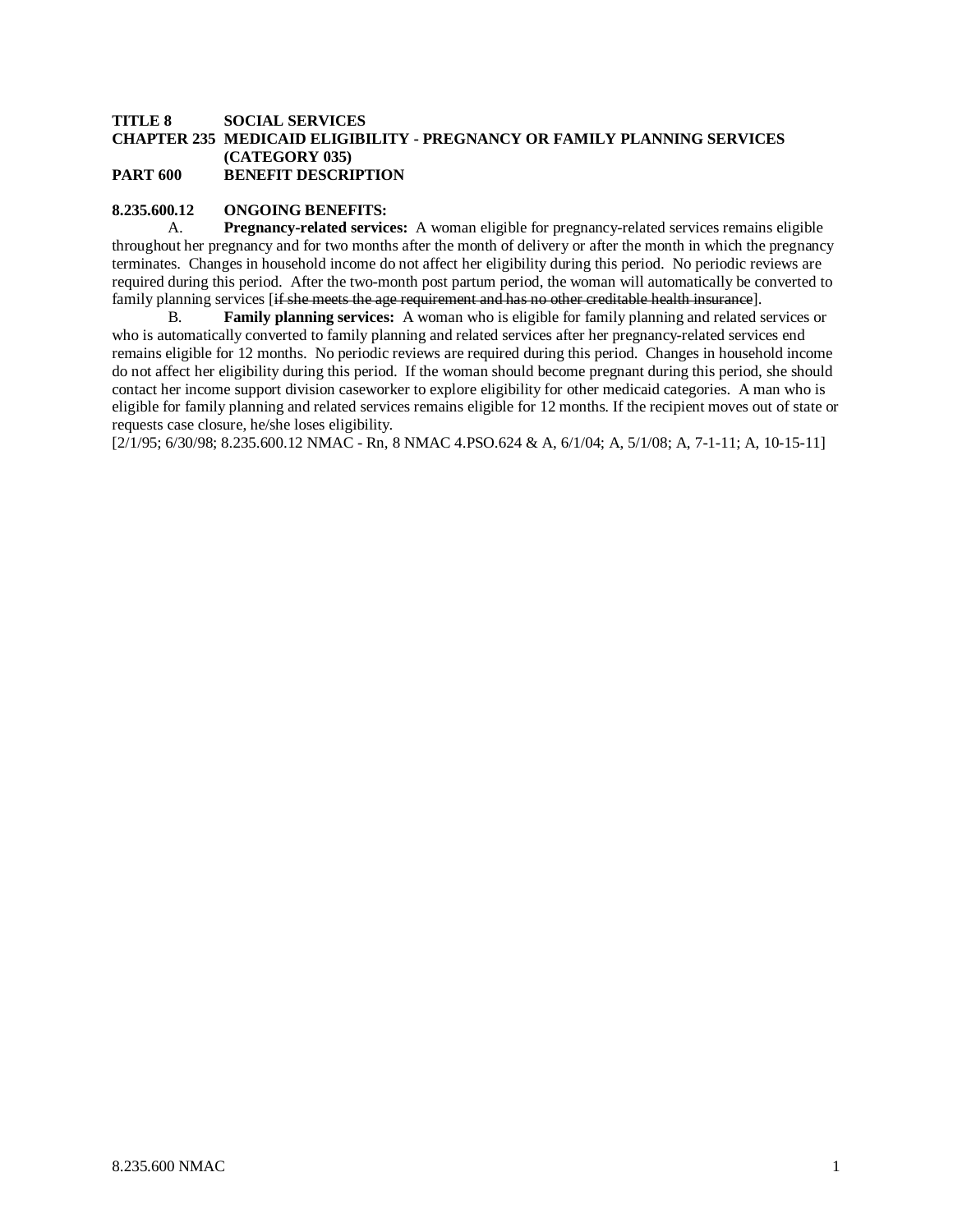**TITLE 8 SOCIAL SERVICES**
**CHAPTER 235 MEDICAID ELIGIBILITY - PREGNANCY OR FAMILY PLANNING SERVICES (CATEGORY 035)**
**PART 600 BENEFIT DESCRIPTION**

**8.235.600.12 ONGOING BENEFITS:**

A. **Pregnancy-related services:** A woman eligible for pregnancy-related services remains eligible throughout her pregnancy and for two months after the month of delivery or after the month in which the pregnancy terminates. Changes in household income do not affect her eligibility during this period. No periodic reviews are required during this period. After the two-month post partum period, the woman will automatically be converted to family planning services [~~if she meets the age requirement and has no other creditable health insurance~~].

B. **Family planning services:** A woman who is eligible for family planning and related services or who is automatically converted to family planning and related services after her pregnancy-related services end remains eligible for 12 months. No periodic reviews are required during this period. Changes in household income do not affect her eligibility during this period. If the woman should become pregnant during this period, she should contact her income support division caseworker to explore eligibility for other medicaid categories. A man who is eligible for family planning and related services remains eligible for 12 months. If the recipient moves out of state or requests case closure, he/she loses eligibility.

[2/1/95; 6/30/98; 8.235.600.12 NMAC - Rn, 8 NMAC 4.PSO.624 & A, 6/1/04; A, 5/1/08; A, 7-1-11; A, 10-15-11]